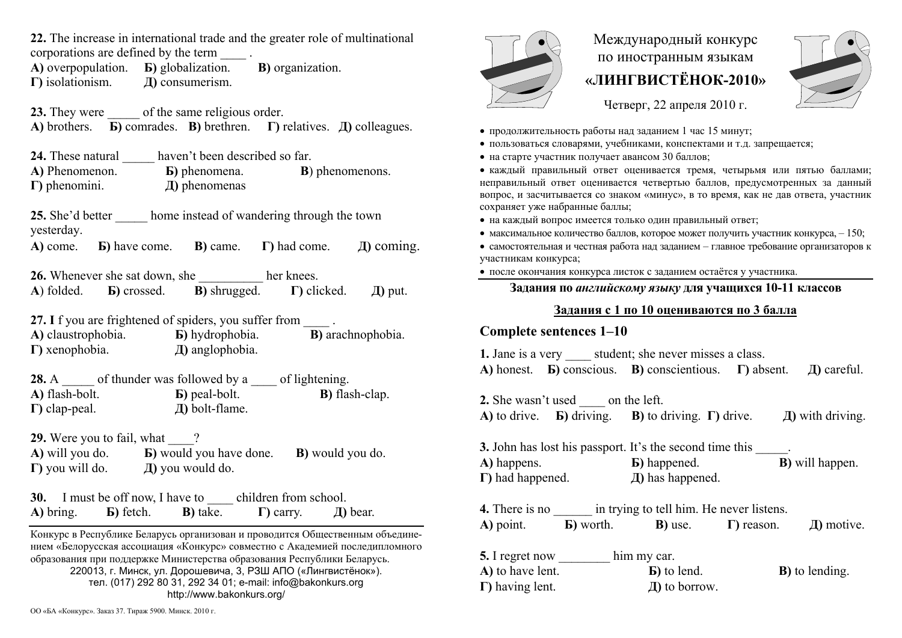**22.** The increase in international trade and the greater role of multinational corporations are defined by the term ____ .
**А)** overpopulation. **Б)** globalization. **В)** organization.
**Г)** isolationism. **Д)** consumerism.

**23.** They were _____ of the same religious order.
**А)** brothers. **Б)** comrades. **В)** brethren. **Г)** relatives. **Д)** colleagues.

**24.** These natural _____ haven't been described so far.
**А)** Phenomenon. **Б)** phenomena. **В**) phenomenons.
**Г)** phenomini. **Д)** phenomenas

**25.** She'd better _____ home instead of wandering through the town yesterday.
**А)** come. **Б)** have come. **В)** came. **Г)** had come. **Д)** coming.

**26.** Whenever she sat down, she __________ her knees.
**А**) folded. **Б)** crossed. **В)** shrugged. **Г)** clicked. **Д)** put.

**27. I** f you are frightened of spiders, you suffer from ____ .
**А)** claustrophobia. **Б)** hydrophobia. **В)** arachnophobia.
**Г)** xenophobia. **Д)** anglophobia.

**28.** A _____ of thunder was followed by a ____ of lightening.
**А)** flash-bolt. **Б)** peal-bolt. **В)** flash-clap.
**Г)** clap-peal. **Д)** bolt-flame.

**29.** Were you to fail, what ____?
**А)** will you do. **Б)** would you have done. **В)** would you do.
**Г)** you will do. **Д)** you would do.

**30.** I must be off now, I have to ____ children from school.
**А)** bring. **Б)** fetch. **В)** take. **Г)** carry. **Д)** bear.

Конкурс в Республике Беларусь организован и проводится Общественным объединением «Белорусская ассоциация «Конкурс» совместно с Академией последипломного образования при поддержке Министерства образования Республики Беларусь.
220013, г. Минск, ул. Дорошевича, 3, РЗШ АПО («Лингвистёнок»).
тел. (017) 292 80 31, 292 34 01; e-mail: info@bakonkurs.org
http://www.bakonkurs.org/

ОО «БА «Конкурс». Заказ 37. Тираж 5900. Минск. 2010 г.

# Международный конкурс по иностранным языкам «ЛИНГВИСТЁНОК-2010»

Четверг, 22 апреля 2010 г.

- продолжительность работы над заданием 1 час 15 минут;
- пользоваться словарями, учебниками, конспектами и т.д. запрещается;
- на старте участник получает авансом 30 баллов;
- каждый правильный ответ оценивается тремя, четырьмя или пятью баллами; неправильный ответ оценивается четвертью баллов, предусмотренных за данный вопрос, и засчитывается со знаком «минус», в то время, как не дав ответа, участник сохраняет уже набранные баллы;
- на каждый вопрос имеется только один правильный ответ;
- максимальное количество баллов, которое может получить участник конкурса, – 150;
- самостоятельная и честная работа над заданием – главное требование организаторов к участникам конкурса;
- после окончания конкурса листок с заданием остаётся у участника.

**Задания по *английскому языку* для учащихся 10-11 классов**

**Задания с 1 по 10 оцениваются по 3 балла**

## Complete sentences 1–10

**1.** Jane is a very ____ student; she never misses a class.
**А)** honest. **Б)** conscious. **В)** conscientious. **Г)** absent. **Д)** careful.

**2.** She wasn't used ____ on the left.
**А)** to drive. **Б)** driving. **В)** to driving. **Г)** drive. **Д)** with driving.

**3.** John has lost his passport. It's the second time this _____.
**А)** happens. **Б)** happened. **В)** will happen.
**Г)** had happened. **Д)** has happened.

**4.** There is no ______ in trying to tell him. He never listens.
**А)** point. **Б)** worth. **В)** use. **Г)** reason. **Д)** motive.

**5.** I regret now ________ him my car.
**А)** to have lent. **Б)** to lend. **В)** to lending.
**Г)** having lent. **Д)** to borrow.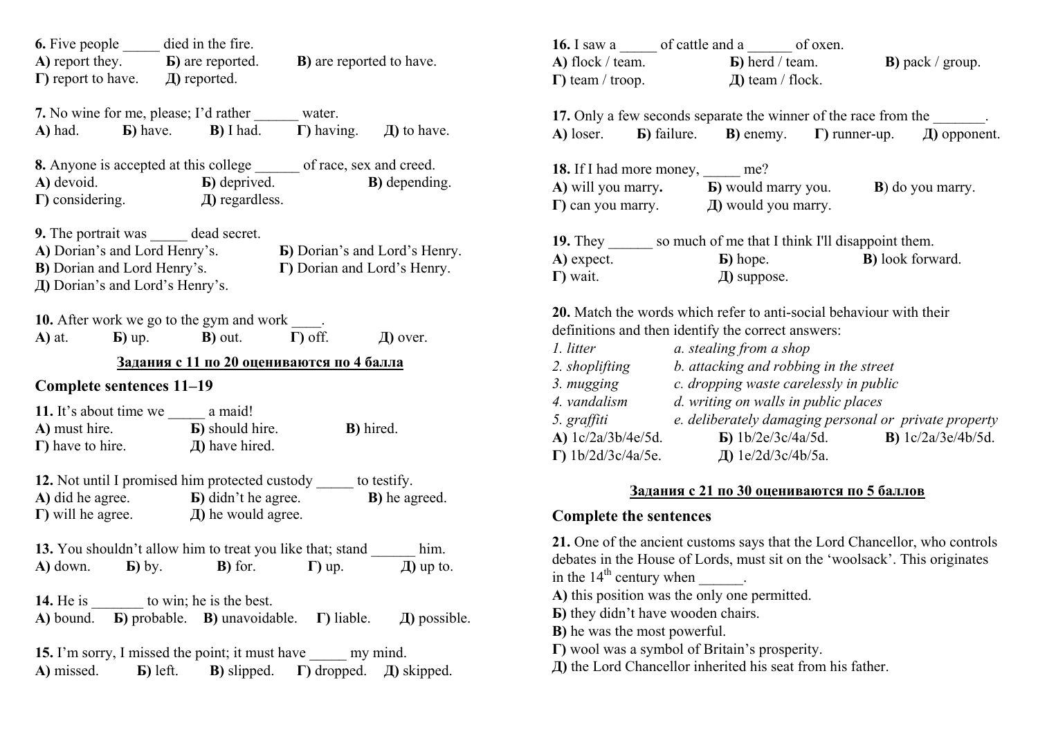**6.** Five people _____ died in the fire.
**А)** report they. **Б)** are reported. **В)** are reported to have.
**Г)** report to have. **Д)** reported.

**7.** No wine for me, please; I'd rather ______ water.
**А)** had. **Б)** have. **В)** I had. **Г)** having. **Д)** to have.

**8.** Anyone is accepted at this college ______ of race, sex and creed.
**А)** devoid. **Б)** deprived. **В)** depending.
**Г)** considering. **Д)** regardless.

**9.** The portrait was _____ dead secret.
**А)** Dorian's and Lord Henry's. **Б)** Dorian's and Lord's Henry.
**В)** Dorian and Lord Henry's. **Г)** Dorian and Lord's Henry.
**Д)** Dorian's and Lord's Henry's.

**10.** After work we go to the gym and work ____.
**А)** at. **Б)** up. **В)** out. **Г)** off. **Д)** over.

**Задания с 11 по 20 оцениваются по 4 балла**

## Complete sentences 11–19

**11.** It's about time we _____ a maid!
**А)** must hire. **Б)** should hire. **В)** hired.
**Г)** have to hire. **Д)** have hired.

**12.** Not until I promised him protected custody _____ to testify.
**А)** did he agree. **Б)** didn't he agree. **В)** he agreed.
**Г)** will he agree. **Д)** he would agree.

**13.** You shouldn't allow him to treat you like that; stand ______ him.
**А)** down. **Б)** by. **В)** for. **Г)** up. **Д)** up to.

**14.** He is _______ to win; he is the best.
**А)** bound. **Б)** probable. **В)** unavoidable. **Г)** liable. **Д)** possible.

**15.** I'm sorry, I missed the point; it must have _____ my mind.
**А)** missed. **Б)** left. **В)** slipped. **Г)** dropped. **Д)** skipped.

**16.** I saw a _____ of cattle and a ______ of oxen.
**А)** flock / team. **Б)** herd / team. **В)** pack / group.
**Г)** team / troop. **Д)** team / flock.

**17.** Only a few seconds separate the winner of the race from the _______.
**А)** loser. **Б)** failure. **В)** enemy. **Г)** runner-up. **Д)** opponent.

**18.** If I had more money, _____ me?
**А)** will you marry. **Б)** would marry you. **В)** do you marry.
**Г)** can you marry. **Д)** would you marry.

**19.** They ______ so much of me that I think I'll disappoint them.
**А)** expect. **Б)** hope. **В)** look forward.
**Г)** wait. **Д)** suppose.

**20.** Match the words which refer to anti-social behaviour with their definitions and then identify the correct answers:

| | |
|---|---|
| *1. litter* | *a. stealing from a shop* |
| *2. shoplifting* | *b. attacking and robbing in the street* |
| *3. mugging* | *c. dropping waste carelessly in public* |
| *4. vandalism* | *d. writing on walls in public places* |
| *5. graffiti* | *e. deliberately damaging personal or private property* |

**А)** 1c/2a/3b/4e/5d. **Б)** 1b/2e/3c/4a/5d. **В)** 1c/2a/3e/4b/5d.
**Г)** 1b/2d/3c/4a/5e. **Д)** 1e/2d/3c/4b/5a.

**Задания с 21 по 30 оцениваются по 5 баллов**

## Complete the sentences

**21.** One of the ancient customs says that the Lord Chancellor, who controls debates in the House of Lords, must sit on the 'woolsack'. This originates in the 14th century when ______.
**А)** this position was the only one permitted.
**Б)** they didn't have wooden chairs.
**В)** he was the most powerful.
**Г)** wool was a symbol of Britain's prosperity.
**Д)** the Lord Chancellor inherited his seat from his father.